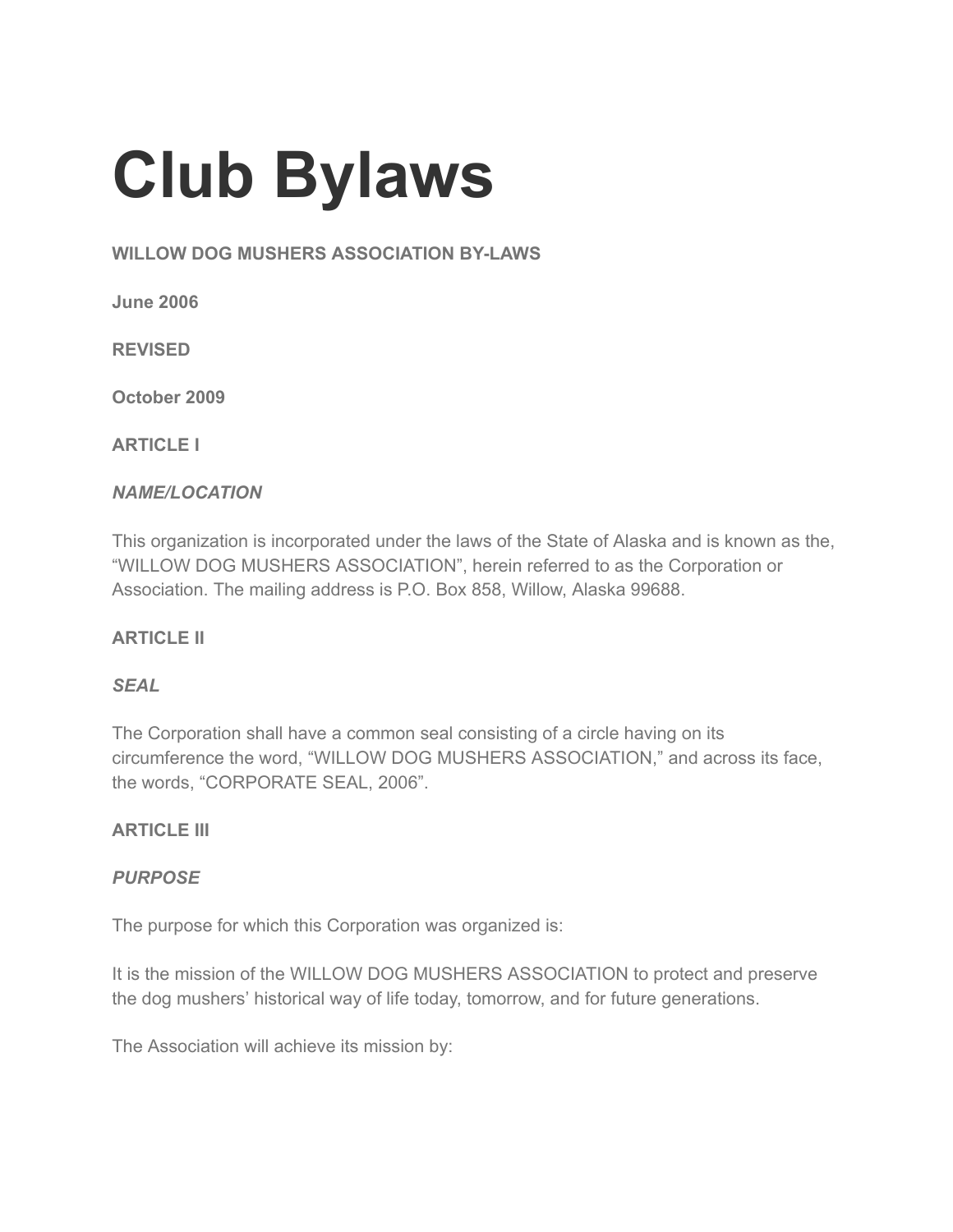# Club Bylaws

**WILLOW DOG MUSHERS ASSOCIATION BY-LAWS**

**June 2006**

**REVISED**

**October 2009**

**ARTICLE I**

***NAME/LOCATION***

This organization is incorporated under the laws of the State of Alaska and is known as the, "WILLOW DOG MUSHERS ASSOCIATION", herein referred to as the Corporation or Association. The mailing address is P.O. Box 858, Willow, Alaska 99688.

**ARTICLE II**

***SEAL***

The Corporation shall have a common seal consisting of a circle having on its circumference the word, "WILLOW DOG MUSHERS ASSOCIATION," and across its face, the words, "CORPORATE SEAL, 2006".

**ARTICLE III**

***PURPOSE***

The purpose for which this Corporation was organized is:

It is the mission of the WILLOW DOG MUSHERS ASSOCIATION to protect and preserve the dog mushers' historical way of life today, tomorrow, and for future generations.

The Association will achieve its mission by: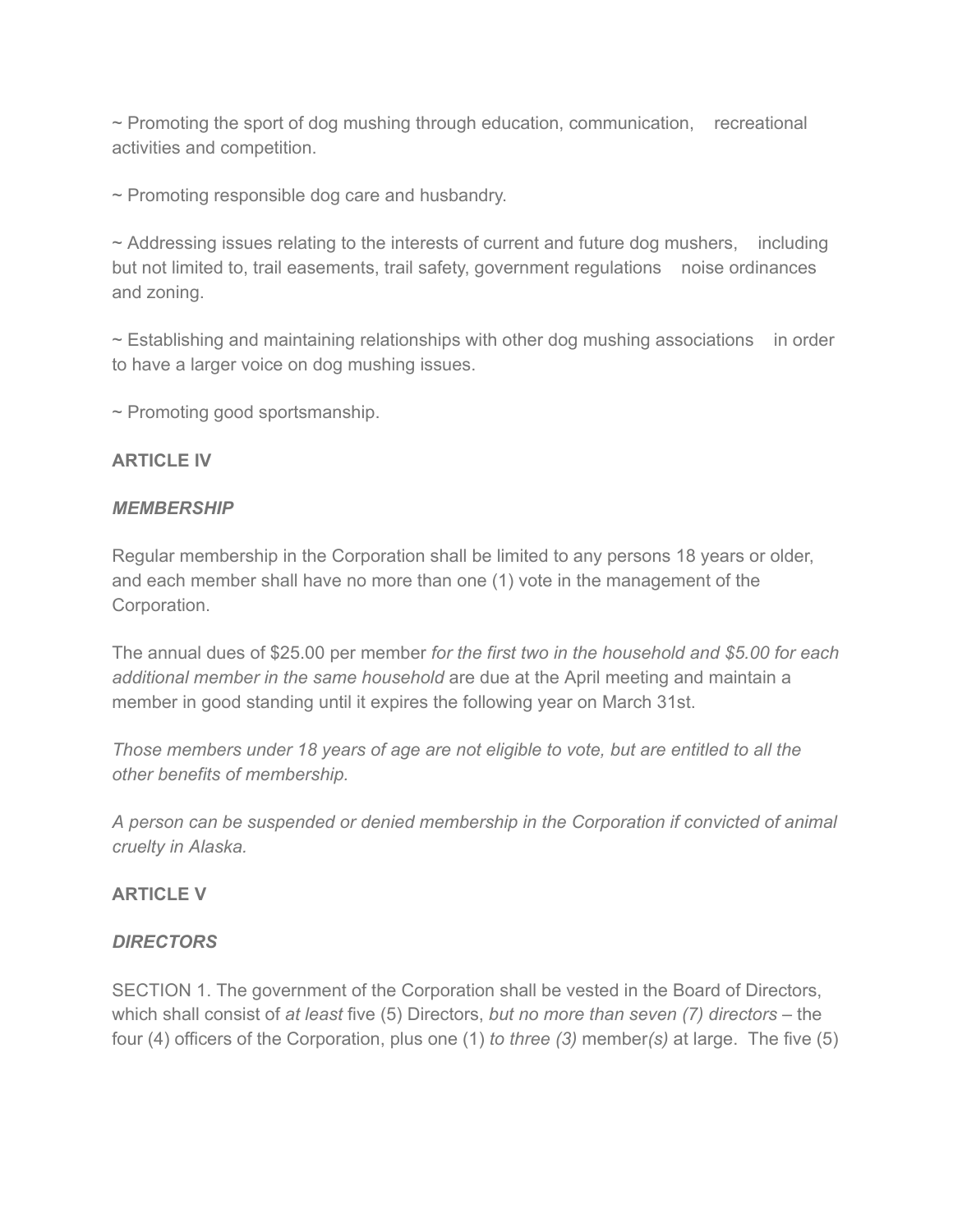~ Promoting the sport of dog mushing through education, communication, recreational activities and competition.

~ Promoting responsible dog care and husbandry.

~ Addressing issues relating to the interests of current and future dog mushers, including but not limited to, trail easements, trail safety, government regulations noise ordinances and zoning.

~ Establishing and maintaining relationships with other dog mushing associations in order to have a larger voice on dog mushing issues.

~ Promoting good sportsmanship.

**ARTICLE IV**

***MEMBERSHIP***

Regular membership in the Corporation shall be limited to any persons 18 years or older, and each member shall have no more than one (1) vote in the management of the Corporation.

The annual dues of $25.00 per member *for the first two in the household and $5.00 for each additional member in the same household* are due at the April meeting and maintain a member in good standing until it expires the following year on March 31st.

*Those members under 18 years of age are not eligible to vote, but are entitled to all the other benefits of membership.*

*A person can be suspended or denied membership in the Corporation if convicted of animal cruelty in Alaska.*

**ARTICLE V**

***DIRECTORS***

SECTION 1. The government of the Corporation shall be vested in the Board of Directors, which shall consist of *at least* five (5) Directors, *but no more than seven (7) directors* – the four (4) officers of the Corporation, plus one (1) *to three (3)* member*(s)* at large. The five (5)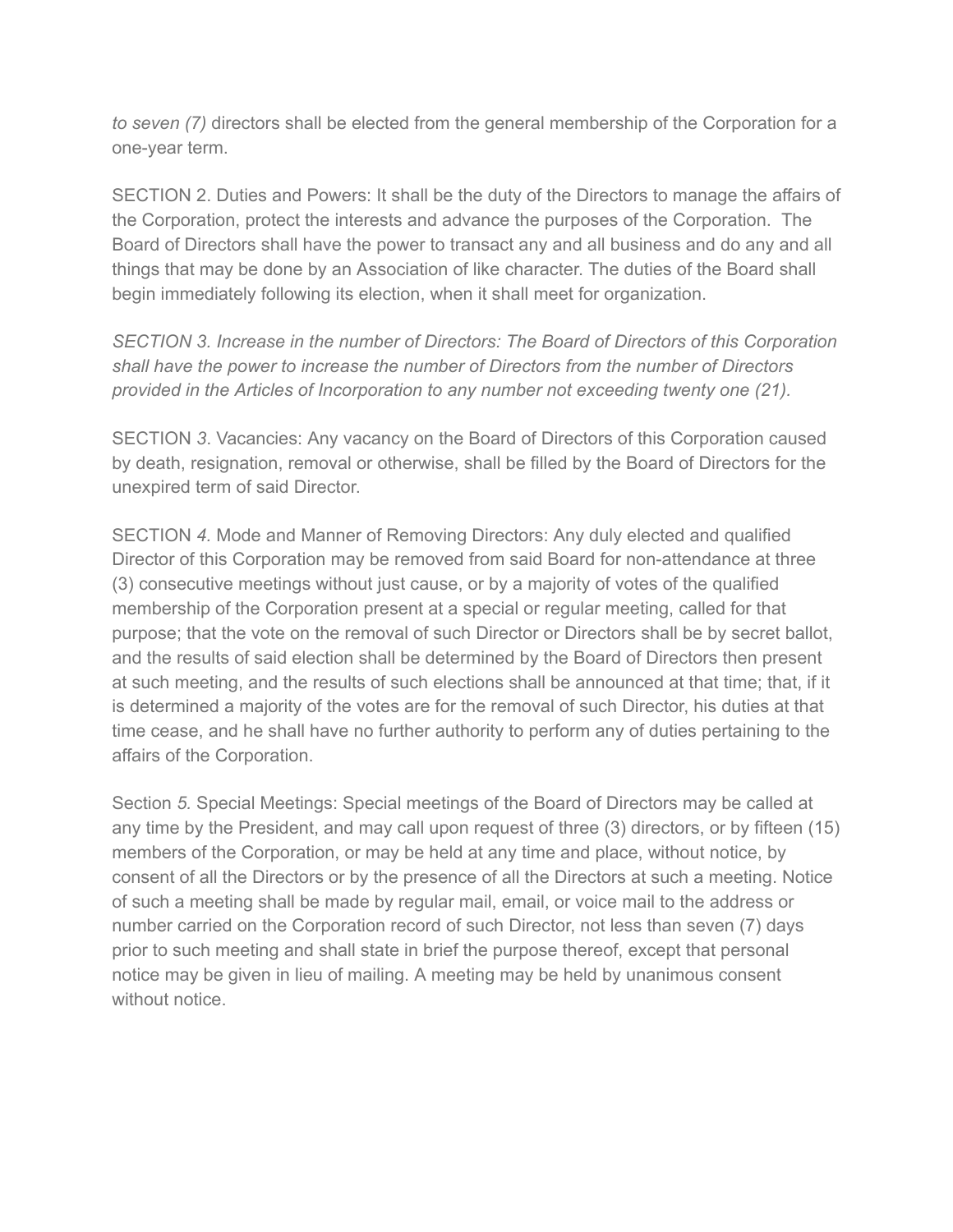*to seven (7)* directors shall be elected from the general membership of the Corporation for a one-year term.

SECTION 2. Duties and Powers: It shall be the duty of the Directors to manage the affairs of the Corporation, protect the interests and advance the purposes of the Corporation. The Board of Directors shall have the power to transact any and all business and do any and all things that may be done by an Association of like character. The duties of the Board shall begin immediately following its election, when it shall meet for organization.

*SECTION 3. Increase in the number of Directors: The Board of Directors of this Corporation shall have the power to increase the number of Directors from the number of Directors provided in the Articles of Incorporation to any number not exceeding twenty one (21).*

SECTION *3*. Vacancies: Any vacancy on the Board of Directors of this Corporation caused by death, resignation, removal or otherwise, shall be filled by the Board of Directors for the unexpired term of said Director.

SECTION *4.* Mode and Manner of Removing Directors: Any duly elected and qualified Director of this Corporation may be removed from said Board for non-attendance at three (3) consecutive meetings without just cause, or by a majority of votes of the qualified membership of the Corporation present at a special or regular meeting, called for that purpose; that the vote on the removal of such Director or Directors shall be by secret ballot, and the results of said election shall be determined by the Board of Directors then present at such meeting, and the results of such elections shall be announced at that time; that, if it is determined a majority of the votes are for the removal of such Director, his duties at that time cease, and he shall have no further authority to perform any of duties pertaining to the affairs of the Corporation.

Section *5.* Special Meetings: Special meetings of the Board of Directors may be called at any time by the President, and may call upon request of three (3) directors, or by fifteen (15) members of the Corporation, or may be held at any time and place, without notice, by consent of all the Directors or by the presence of all the Directors at such a meeting. Notice of such a meeting shall be made by regular mail, email, or voice mail to the address or number carried on the Corporation record of such Director, not less than seven (7) days prior to such meeting and shall state in brief the purpose thereof, except that personal notice may be given in lieu of mailing. A meeting may be held by unanimous consent without notice.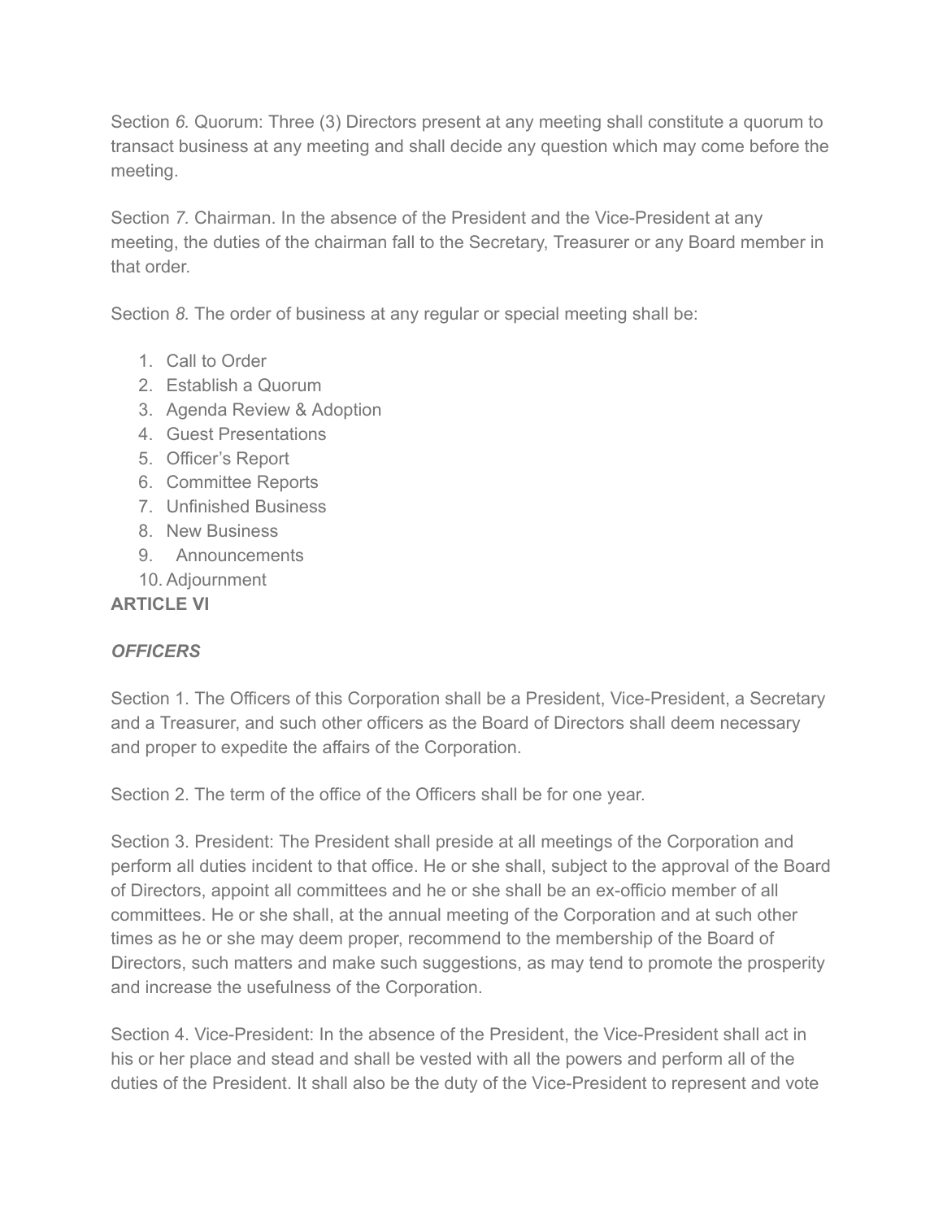Section *6.* Quorum: Three (3) Directors present at any meeting shall constitute a quorum to transact business at any meeting and shall decide any question which may come before the meeting.

Section *7.* Chairman. In the absence of the President and the Vice-President at any meeting, the duties of the chairman fall to the Secretary, Treasurer or any Board member in that order.

Section *8.* The order of business at any regular or special meeting shall be:

1. Call to Order
2. Establish a Quorum
3. Agenda Review & Adoption
4. Guest Presentations
5. Officer's Report
6. Committee Reports
7. Unfinished Business
8. New Business
9. Announcements
10. Adjournment

## ARTICLE VI

### *OFFICERS*

Section 1. The Officers of this Corporation shall be a President, Vice-President, a Secretary and a Treasurer, and such other officers as the Board of Directors shall deem necessary and proper to expedite the affairs of the Corporation.

Section 2. The term of the office of the Officers shall be for one year.

Section 3. President: The President shall preside at all meetings of the Corporation and perform all duties incident to that office. He or she shall, subject to the approval of the Board of Directors, appoint all committees and he or she shall be an ex-officio member of all committees. He or she shall, at the annual meeting of the Corporation and at such other times as he or she may deem proper, recommend to the membership of the Board of Directors, such matters and make such suggestions, as may tend to promote the prosperity and increase the usefulness of the Corporation.

Section 4. Vice-President: In the absence of the President, the Vice-President shall act in his or her place and stead and shall be vested with all the powers and perform all of the duties of the President. It shall also be the duty of the Vice-President to represent and vote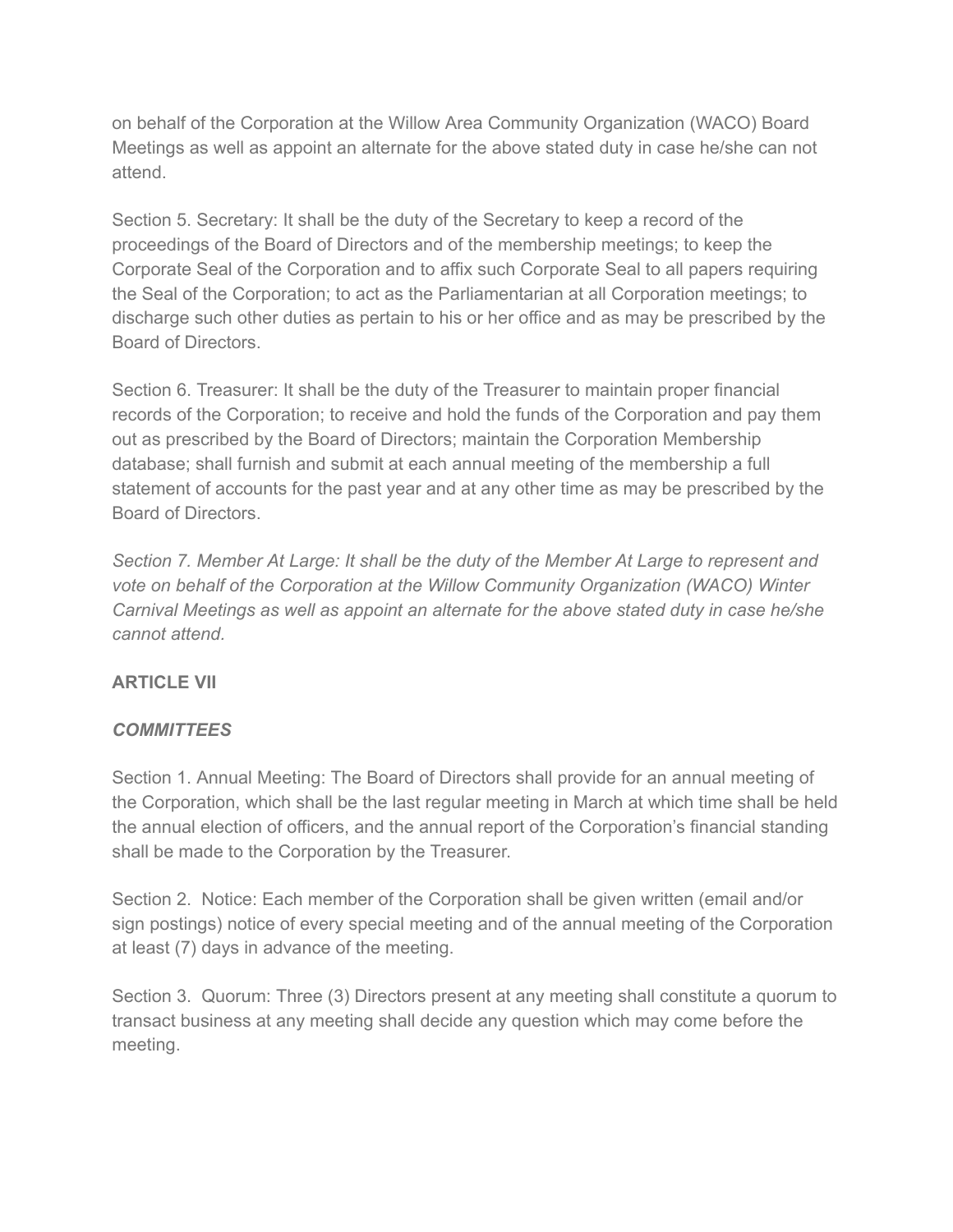on behalf of the Corporation at the Willow Area Community Organization (WACO) Board Meetings as well as appoint an alternate for the above stated duty in case he/she can not attend.

Section 5. Secretary: It shall be the duty of the Secretary to keep a record of the proceedings of the Board of Directors and of the membership meetings; to keep the Corporate Seal of the Corporation and to affix such Corporate Seal to all papers requiring the Seal of the Corporation; to act as the Parliamentarian at all Corporation meetings; to discharge such other duties as pertain to his or her office and as may be prescribed by the Board of Directors.

Section 6. Treasurer: It shall be the duty of the Treasurer to maintain proper financial records of the Corporation; to receive and hold the funds of the Corporation and pay them out as prescribed by the Board of Directors; maintain the Corporation Membership database; shall furnish and submit at each annual meeting of the membership a full statement of accounts for the past year and at any other time as may be prescribed by the Board of Directors.

*Section 7. Member At Large: It shall be the duty of the Member At Large to represent and vote on behalf of the Corporation at the Willow Community Organization (WACO) Winter Carnival Meetings as well as appoint an alternate for the above stated duty in case he/she cannot attend.*

**ARTICLE VII**

***COMMITTEES***

Section 1. Annual Meeting: The Board of Directors shall provide for an annual meeting of the Corporation, which shall be the last regular meeting in March at which time shall be held the annual election of officers, and the annual report of the Corporation's financial standing shall be made to the Corporation by the Treasurer.

Section 2. Notice: Each member of the Corporation shall be given written (email and/or sign postings) notice of every special meeting and of the annual meeting of the Corporation at least (7) days in advance of the meeting.

Section 3. Quorum: Three (3) Directors present at any meeting shall constitute a quorum to transact business at any meeting shall decide any question which may come before the meeting.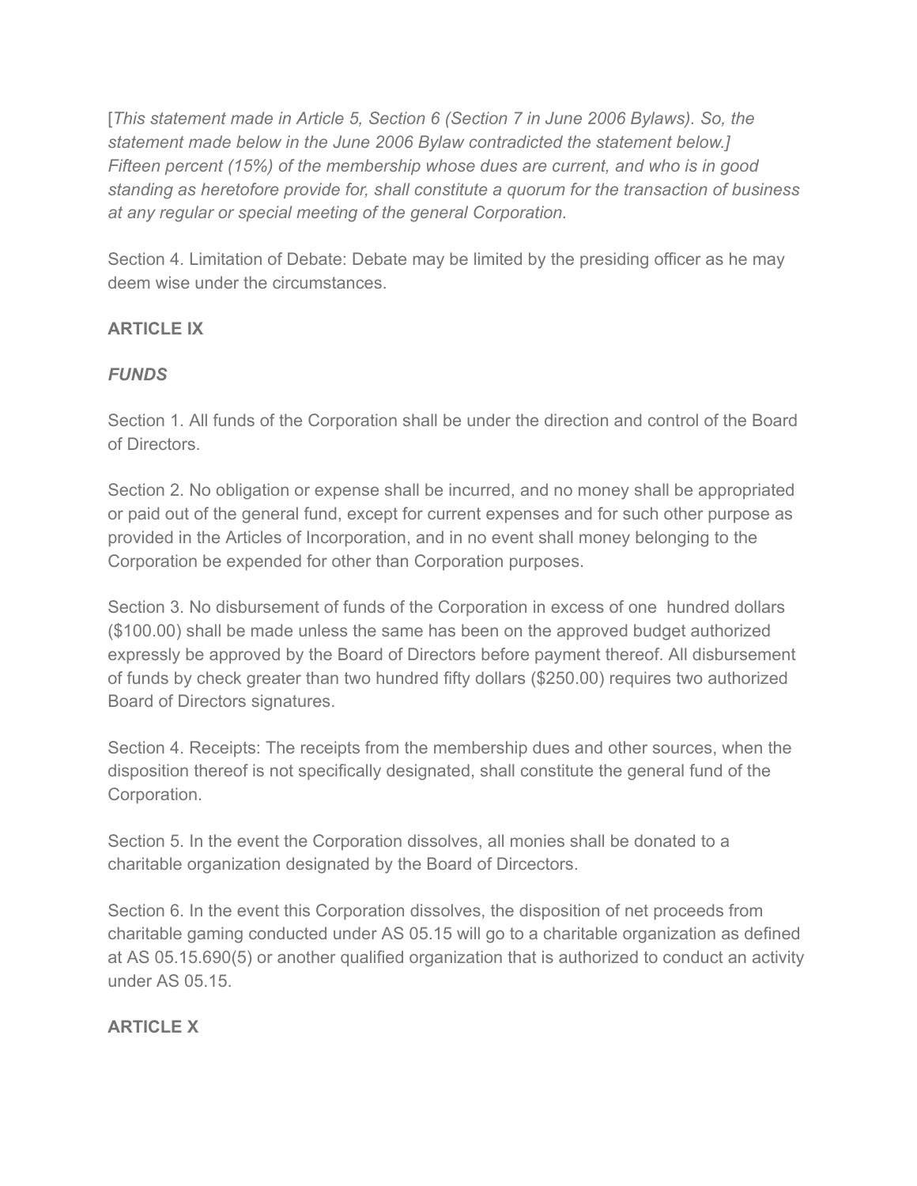[*This statement made in Article 5, Section 6 (Section 7 in June 2006 Bylaws). So, the statement made below in the June 2006 Bylaw contradicted the statement below.] Fifteen percent (15%) of the membership whose dues are current, and who is in good standing as heretofore provide for, shall constitute a quorum for the transaction of business at any regular or special meeting of the general Corporation.*

Section 4. Limitation of Debate: Debate may be limited by the presiding officer as he may deem wise under the circumstances.

**ARTICLE IX**

***FUNDS***

Section 1. All funds of the Corporation shall be under the direction and control of the Board of Directors.

Section 2. No obligation or expense shall be incurred, and no money shall be appropriated or paid out of the general fund, except for current expenses and for such other purpose as provided in the Articles of Incorporation, and in no event shall money belonging to the Corporation be expended for other than Corporation purposes.

Section 3. No disbursement of funds of the Corporation in excess of one hundred dollars ($100.00) shall be made unless the same has been on the approved budget authorized expressly be approved by the Board of Directors before payment thereof. All disbursement of funds by check greater than two hundred fifty dollars ($250.00) requires two authorized Board of Directors signatures.

Section 4. Receipts: The receipts from the membership dues and other sources, when the disposition thereof is not specifically designated, shall constitute the general fund of the Corporation.

Section 5. In the event the Corporation dissolves, all monies shall be donated to a charitable organization designated by the Board of Dircectors.

Section 6. In the event this Corporation dissolves, the disposition of net proceeds from charitable gaming conducted under AS 05.15 will go to a charitable organization as defined at AS 05.15.690(5) or another qualified organization that is authorized to conduct an activity under AS 05.15.

**ARTICLE X**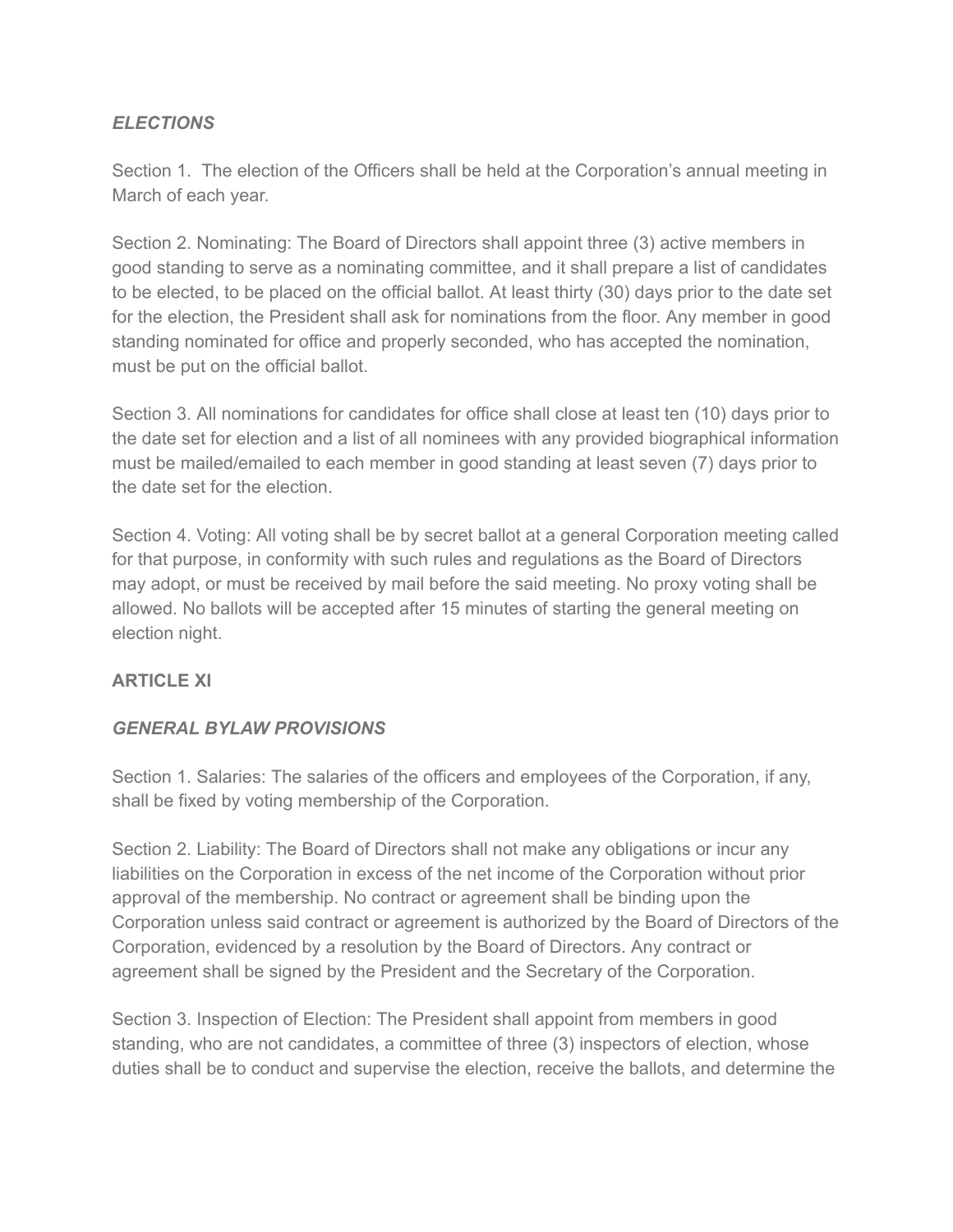### *ELECTIONS*

Section 1. The election of the Officers shall be held at the Corporation's annual meeting in March of each year.

Section 2. Nominating: The Board of Directors shall appoint three (3) active members in good standing to serve as a nominating committee, and it shall prepare a list of candidates to be elected, to be placed on the official ballot. At least thirty (30) days prior to the date set for the election, the President shall ask for nominations from the floor. Any member in good standing nominated for office and properly seconded, who has accepted the nomination, must be put on the official ballot.

Section 3. All nominations for candidates for office shall close at least ten (10) days prior to the date set for election and a list of all nominees with any provided biographical information must be mailed/emailed to each member in good standing at least seven (7) days prior to the date set for the election.

Section 4. Voting: All voting shall be by secret ballot at a general Corporation meeting called for that purpose, in conformity with such rules and regulations as the Board of Directors may adopt, or must be received by mail before the said meeting. No proxy voting shall be allowed. No ballots will be accepted after 15 minutes of starting the general meeting on election night.

## ARTICLE XI

### *GENERAL BYLAW PROVISIONS*

Section 1. Salaries: The salaries of the officers and employees of the Corporation, if any, shall be fixed by voting membership of the Corporation.

Section 2. Liability: The Board of Directors shall not make any obligations or incur any liabilities on the Corporation in excess of the net income of the Corporation without prior approval of the membership. No contract or agreement shall be binding upon the Corporation unless said contract or agreement is authorized by the Board of Directors of the Corporation, evidenced by a resolution by the Board of Directors. Any contract or agreement shall be signed by the President and the Secretary of the Corporation.

Section 3. Inspection of Election: The President shall appoint from members in good standing, who are not candidates, a committee of three (3) inspectors of election, whose duties shall be to conduct and supervise the election, receive the ballots, and determine the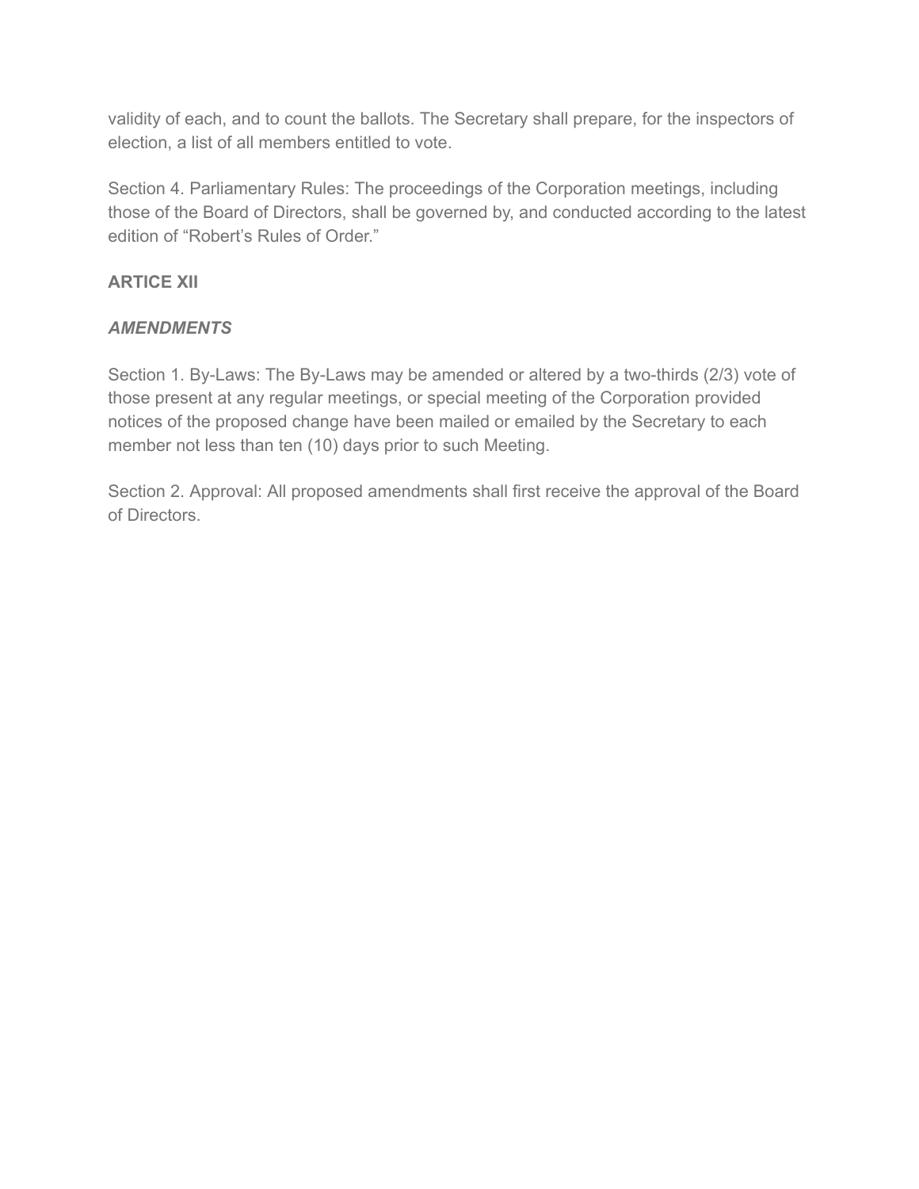validity of each, and to count the ballots. The Secretary shall prepare, for the inspectors of election, a list of all members entitled to vote.

Section 4. Parliamentary Rules: The proceedings of the Corporation meetings, including those of the Board of Directors, shall be governed by, and conducted according to the latest edition of “Robert’s Rules of Order.”

**ARTICE XII**

***AMENDMENTS***

Section 1. By-Laws: The By-Laws may be amended or altered by a two-thirds (2/3) vote of those present at any regular meetings, or special meeting of the Corporation provided notices of the proposed change have been mailed or emailed by the Secretary to each member not less than ten (10) days prior to such Meeting.

Section 2. Approval: All proposed amendments shall first receive the approval of the Board of Directors.